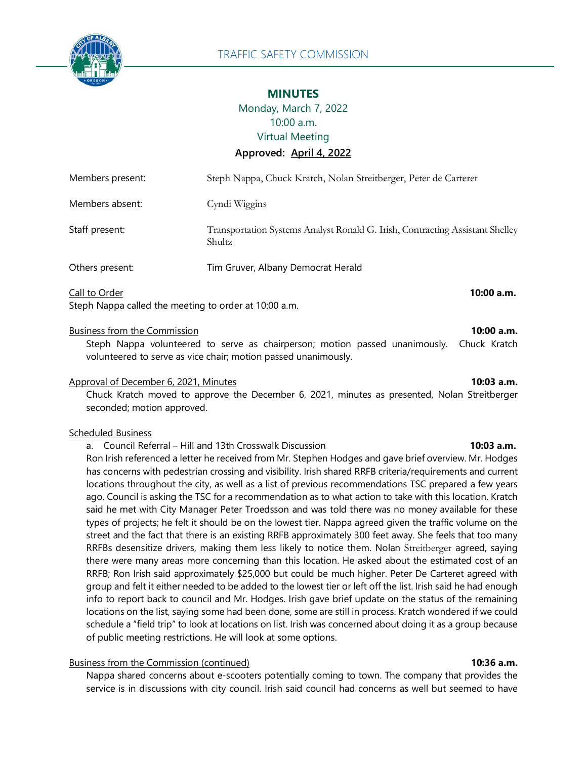TRAFFIC SAFETY COMMISSION

# MINUTES

Monday, March 7, 2022
10:00 a.m.
Virtual Meeting

**Approved: April 4, 2022**

| | |
|---|---|
| Members present: | Steph Nappa, Chuck Kratch, Nolan Streitberger, Peter de Carteret |
| Members absent: | Cyndi Wiggins |
| Staff present: | Transportation Systems Analyst Ronald G. Irish, Contracting Assistant Shelley Shultz |
| Others present: | Tim Gruver, Albany Democrat Herald |

Call to Order **10:00 a.m.**

Steph Nappa called the meeting to order at 10:00 a.m.

Business from the Commission **10:00 a.m.**

Steph Nappa volunteered to serve as chairperson; motion passed unanimously. Chuck Kratch volunteered to serve as vice chair; motion passed unanimously.

Approval of December 6, 2021, Minutes **10:03 a.m.**

Chuck Kratch moved to approve the December 6, 2021, minutes as presented, Nolan Streitberger seconded; motion approved.

Scheduled Business

a. Council Referral – Hill and 13th Crosswalk Discussion **10:03 a.m.**

Ron Irish referenced a letter he received from Mr. Stephen Hodges and gave brief overview. Mr. Hodges has concerns with pedestrian crossing and visibility. Irish shared RRFB criteria/requirements and current locations throughout the city, as well as a list of previous recommendations TSC prepared a few years ago. Council is asking the TSC for a recommendation as to what action to take with this location. Kratch said he met with City Manager Peter Troedsson and was told there was no money available for these types of projects; he felt it should be on the lowest tier. Nappa agreed given the traffic volume on the street and the fact that there is an existing RRFB approximately 300 feet away. She feels that too many RRFBs desensitize drivers, making them less likely to notice them. Nolan Streitberger agreed, saying there were many areas more concerning than this location. He asked about the estimated cost of an RRFB; Ron Irish said approximately $25,000 but could be much higher. Peter De Carteret agreed with group and felt it either needed to be added to the lowest tier or left off the list. Irish said he had enough info to report back to council and Mr. Hodges. Irish gave brief update on the status of the remaining locations on the list, saying some had been done, some are still in process. Kratch wondered if we could schedule a "field trip" to look at locations on list. Irish was concerned about doing it as a group because of public meeting restrictions. He will look at some options.

Business from the Commission (continued) **10:36 a.m.**

Nappa shared concerns about e-scooters potentially coming to town. The company that provides the service is in discussions with city council. Irish said council had concerns as well but seemed to have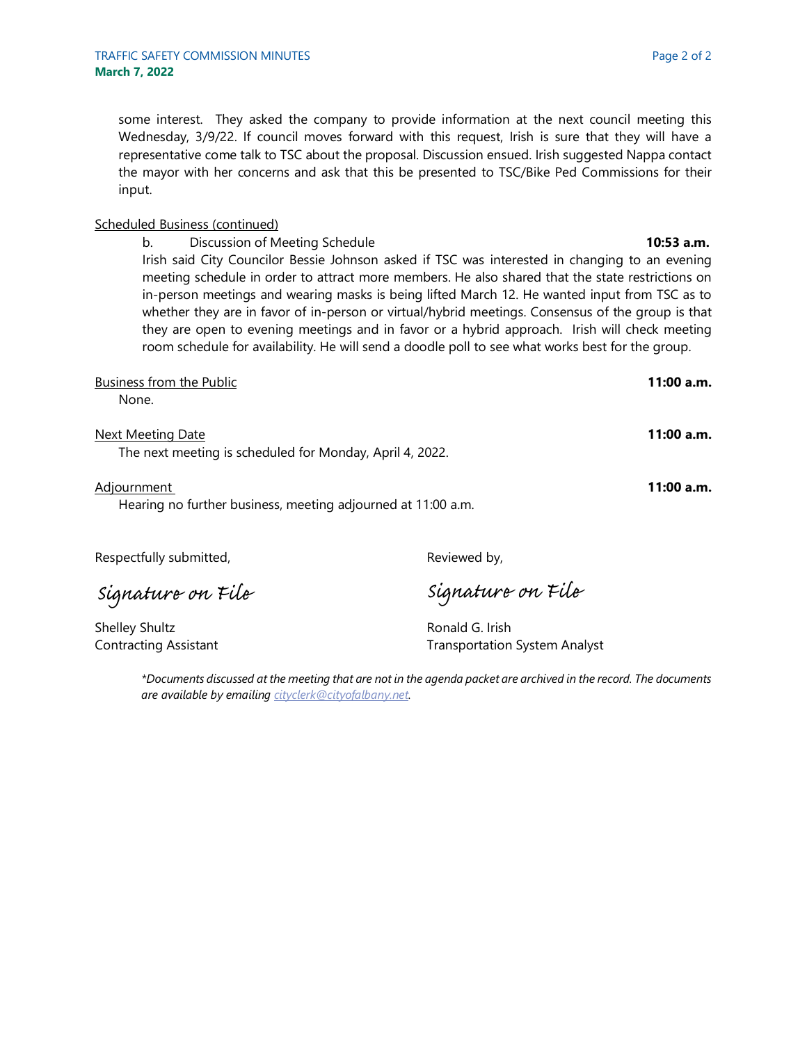some interest. They asked the company to provide information at the next council meeting this Wednesday, 3/9/22. If council moves forward with this request, Irish is sure that they will have a representative come talk to TSC about the proposal. Discussion ensued. Irish suggested Nappa contact the mayor with her concerns and ask that this be presented to TSC/Bike Ped Commissions for their input.

<u>Scheduled Business (continued)</u>

b. Discussion of Meeting Schedule **10:53 a.m.**

Irish said City Councilor Bessie Johnson asked if TSC was interested in changing to an evening meeting schedule in order to attract more members. He also shared that the state restrictions on in-person meetings and wearing masks is being lifted March 12. He wanted input from TSC as to whether they are in favor of in-person or virtual/hybrid meetings. Consensus of the group is that they are open to evening meetings and in favor or a hybrid approach. Irish will check meeting room schedule for availability. He will send a doodle poll to see what works best for the group.

<u>Business from the Public</u> **11:00 a.m.**

None.

<u>Next Meeting Date</u> **11:00 a.m.**

The next meeting is scheduled for Monday, April 4, 2022.

<u>Adjournment</u> **11:00 a.m.**

Hearing no further business, meeting adjourned at 11:00 a.m.

Respectfully submitted,

*Signature on File*

Shelley Shultz
Contracting Assistant

Reviewed by,

*Signature on File*

Ronald G. Irish
Transportation System Analyst

*\*Documents discussed at the meeting that are not in the agenda packet are archived in the record. The documents are available by emailing cityclerk@cityofalbany.net.*